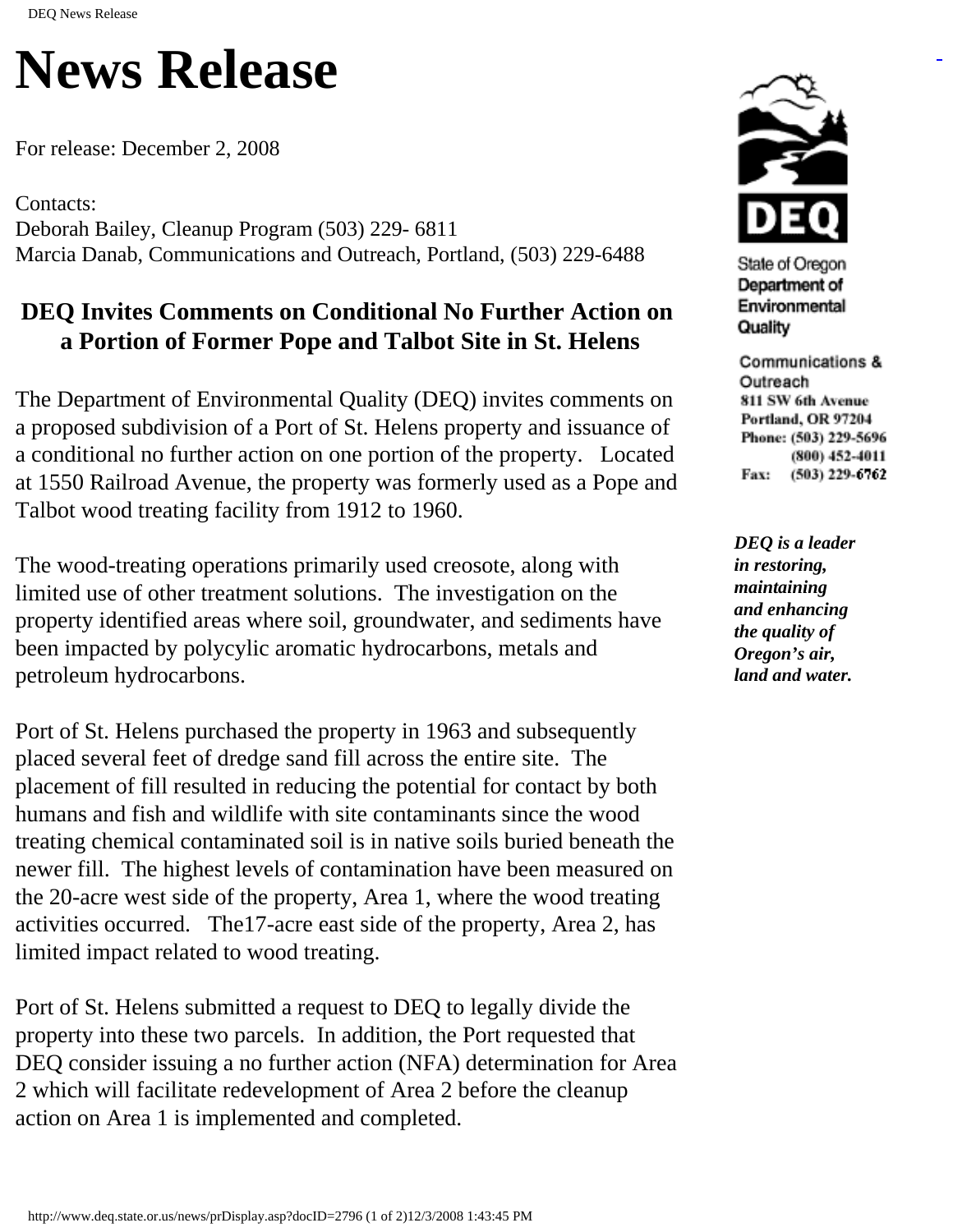# News Release

For release: December 2, 2008

Contacts:
Deborah Bailey, Cleanup Program (503) 229- 6811
Marcia Danab, Communications and Outreach, Portland, (503) 229-6488

State of Oregon
Department of Environmental Quality

Communications & Outreach
811 SW 6th Avenue
Portland, OR 97204
Phone: (503) 229-5696
(800) 452-4011
Fax: (503) 229-6762

***DEQ is a leader in restoring, maintaining and enhancing the quality of Oregon's air, land and water.***

## DEQ Invites Comments on Conditional No Further Action on a Portion of Former Pope and Talbot Site in St. Helens

The Department of Environmental Quality (DEQ) invites comments on a proposed subdivision of a Port of St. Helens property and issuance of a conditional no further action on one portion of the property. Located at 1550 Railroad Avenue, the property was formerly used as a Pope and Talbot wood treating facility from 1912 to 1960.

The wood-treating operations primarily used creosote, along with limited use of other treatment solutions. The investigation on the property identified areas where soil, groundwater, and sediments have been impacted by polycylic aromatic hydrocarbons, metals and petroleum hydrocarbons.

Port of St. Helens purchased the property in 1963 and subsequently placed several feet of dredge sand fill across the entire site. The placement of fill resulted in reducing the potential for contact by both humans and fish and wildlife with site contaminants since the wood treating chemical contaminated soil is in native soils buried beneath the newer fill. The highest levels of contamination have been measured on the 20-acre west side of the property, Area 1, where the wood treating activities occurred. The17-acre east side of the property, Area 2, has limited impact related to wood treating.

Port of St. Helens submitted a request to DEQ to legally divide the property into these two parcels. In addition, the Port requested that DEQ consider issuing a no further action (NFA) determination for Area 2 which will facilitate redevelopment of Area 2 before the cleanup action on Area 1 is implemented and completed.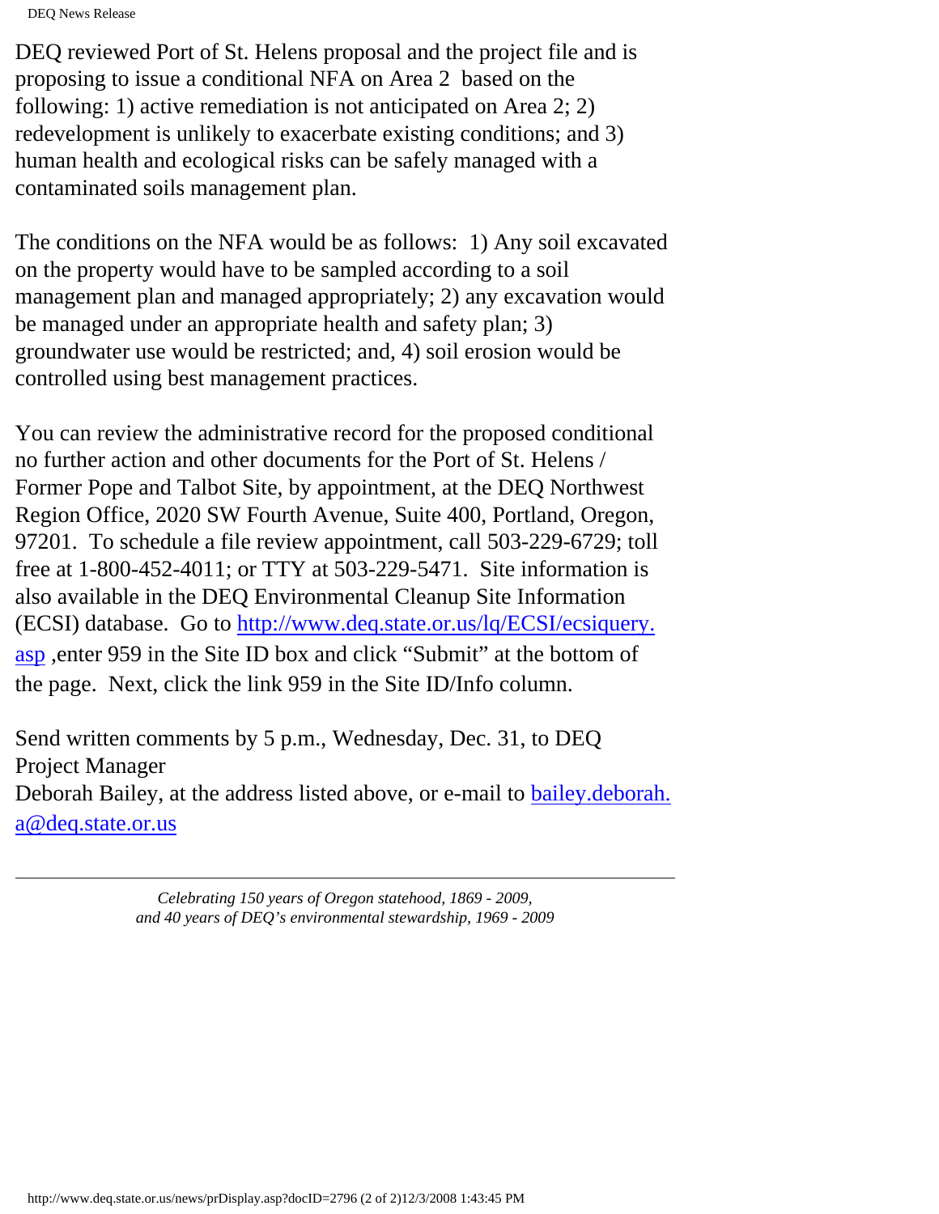DEQ reviewed Port of St. Helens proposal and the project file and is proposing to issue a conditional NFA on Area 2 based on the following: 1) active remediation is not anticipated on Area 2; 2) redevelopment is unlikely to exacerbate existing conditions; and 3) human health and ecological risks can be safely managed with a contaminated soils management plan.

The conditions on the NFA would be as follows: 1) Any soil excavated on the property would have to be sampled according to a soil management plan and managed appropriately; 2) any excavation would be managed under an appropriate health and safety plan; 3) groundwater use would be restricted; and, 4) soil erosion would be controlled using best management practices.

You can review the administrative record for the proposed conditional no further action and other documents for the Port of St. Helens / Former Pope and Talbot Site, by appointment, at the DEQ Northwest Region Office, 2020 SW Fourth Avenue, Suite 400, Portland, Oregon, 97201. To schedule a file review appointment, call 503-229-6729; toll free at 1-800-452-4011; or TTY at 503-229-5471. Site information is also available in the DEQ Environmental Cleanup Site Information (ECSI) database. Go to [http://www.deq.state.or.us/lq/ECSI/ecsiquery.asp](http://www.deq.state.or.us/lq/ECSI/ecsiquery.asp) ,enter 959 in the Site ID box and click "Submit" at the bottom of the page. Next, click the link 959 in the Site ID/Info column.

Send written comments by 5 p.m., Wednesday, Dec. 31, to DEQ Project Manager
Deborah Bailey, at the address listed above, or e-mail to [bailey.deborah.a@deq.state.or.us](mailto:bailey.deborah.a@deq.state.or.us)

---

*Celebrating 150 years of Oregon statehood, 1869 - 2009,*
*and 40 years of DEQ's environmental stewardship, 1969 - 2009*